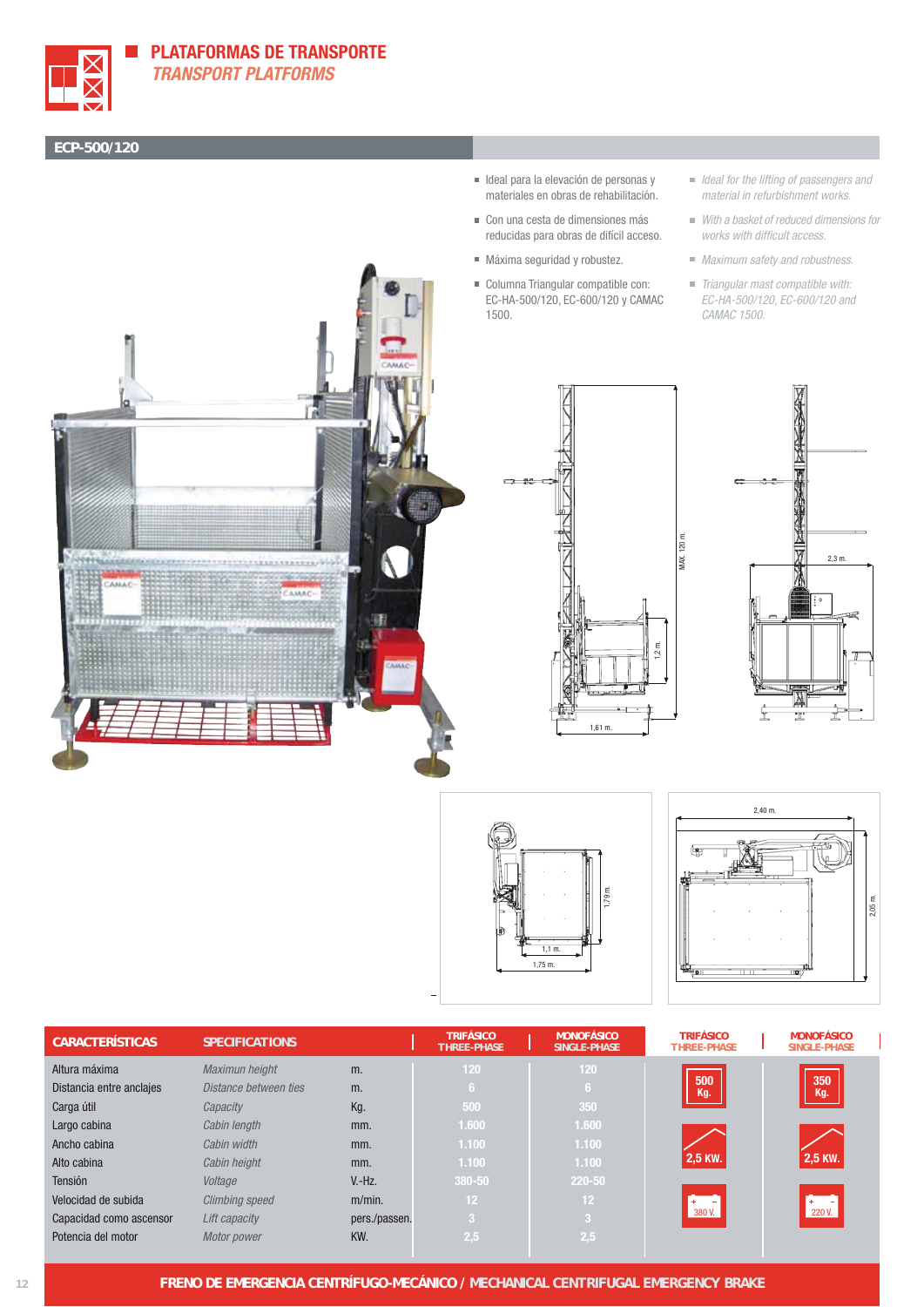# PLATAFORMAS DE TRANSPORTE
## *TRANSPORT PLATFORMS*

### ECP-500/120

- Ideal para la elevación de personas y materiales en obras de rehabilitación.
- Con una cesta de dimensiones más reducidas para obras de difícil acceso.
- Máxima seguridad y robustez.
- Columna Triangular compatible con: EC-HA-500/120, EC-600/120 y CAMAC 1500.

- *Ideal for the lifting of passengers and material in refurbishment works.*
- *With a basket of reduced dimensions for works with difficult access.*
- *Maximum safety and robustness.*
- *Triangular mast compatible with: EC-HA-500/120, EC-600/120 and CAMAC 1500.*

| CARACTERÍSTICAS | SPECIFICATIONS | | TRIFÁSICO THREE-PHASE | MONOFÁSICO SINGLE-PHASE |
|---|---|---|---|---|
| Altura máxima | *Maximun height* | m. | 120 | 120 |
| Distancia entre anclajes | *Distance between ties* | m. | 6 | 6 |
| Carga útil | *Capacity* | Kg. | 500 | 350 |
| Largo cabina | *Cabin length* | mm. | 1.600 | 1.600 |
| Ancho cabina | *Cabin width* | mm. | 1.100 | 1.100 |
| Alto cabina | *Cabin height* | mm. | 1.100 | 1.100 |
| Tensión | *Voltage* | V.-Hz. | 380-50 | 220-50 |
| Velocidad de subida | *Climbing speed* | m/min. | 12 | 12 |
| Capacidad como ascensor | *Lift capacity* | pers./passen. | 3 | 3 |
| Potencia del motor | *Motor power* | KW. | 2,5 | 2,5 |

| TRIFÁSICO THREE-PHASE | MONOFÁSICO SINGLE-PHASE |
|---|---|
| 500 Kg. | 350 Kg. |
| 2,5 KW. | 2,5 KW. |
| 380 V. | 220 V. |

**FRENO DE EMERGENCIA CENTRÍFUGO-MECÁNICO / MECHANICAL CENTRIFUGAL EMERGENCY BRAKE**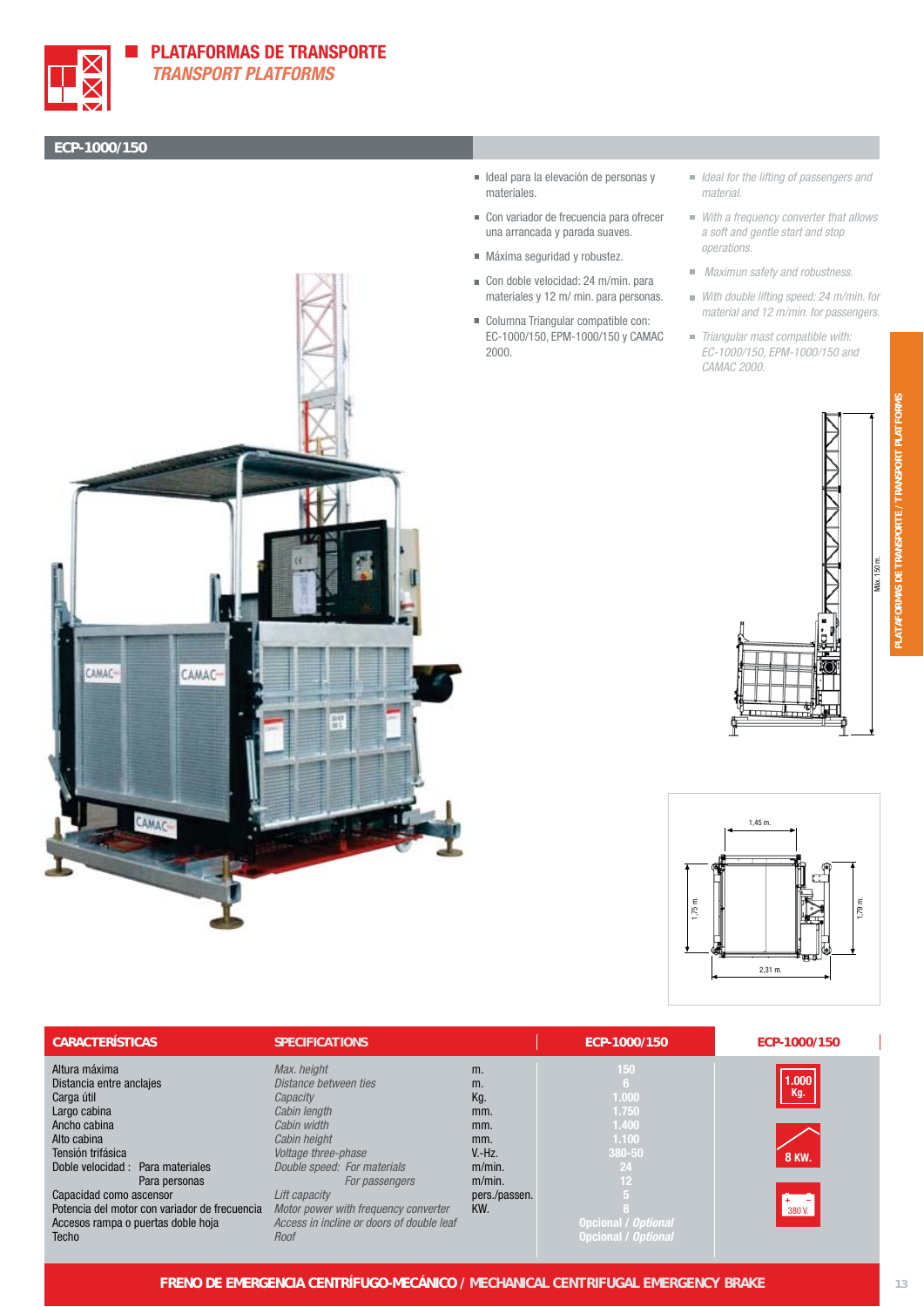# PLATAFORMAS DE TRANSPORTE
*TRANSPORT PLATFORMS*

## ECP-1000/150

- Ideal para la elevación de personas y materiales.
- Con variador de frecuencia para ofrecer una arrancada y parada suaves.
- Máxima seguridad y robustez.
- Con doble velocidad: 24 m/min. para materiales y 12 m/ min. para personas.
- Columna Triangular compatible con: EC-1000/150, EPM-1000/150 y CAMAC 2000.

- *Ideal for the lifting of passengers and material.*
- *With a frequency converter that allows a soft and gentle start and stop operations.*
- *Maximun safety and robustness.*
- *With double lifting speed: 24 m/min. for material and 12 m/min. for passengers.*
- *Triangular mast compatible with: EC-1000/150, EPM-1000/150 and CAMAC 2000.*

Máx. 150 m.

1,45 m. · 1,75 m. · 1,79 m. · 2,31 m.

| CARACTERÍSTICAS | SPECIFICATIONS | | ECP-1000/150 |
|---|---|---|---|
| Altura máxima | *Max. height* | m. | 150 |
| Distancia entre anclajes | *Distance between ties* | m. | 6 |
| Carga útil | *Capacity* | Kg. | 1.000 |
| Largo cabina | *Cabin length* | mm. | 1.750 |
| Ancho cabina | *Cabin width* | mm. | 1.400 |
| Alto cabina | *Cabin height* | mm. | 1.100 |
| Tensión trifásica | *Voltage three-phase* | V.-Hz. | 380-50 |
| Doble velocidad : Para materiales | *Double speed: For materials* | m/min. | 24 |
| Para personas | *For passengers* | m/min. | 12 |
| Capacidad como ascensor | *Lift capacity* | pers./passen. | 5 |
| Potencia del motor con variador de frecuencia | *Motor power with frequency converter* | KW. | 8 |
| Accesos rampa o puertas doble hoja | *Access in incline or doors of double leaf* | | Opcional / *Optional* |
| Techo | *Roof* | | Opcional / *Optional* |

ECP-1000/150: 1.000 Kg. · 8 KW. · 380 V.

**FRENO DE EMERGENCIA CENTRÍFUGO-MECÁNICO / MECHANICAL CENTRIFUGAL EMERGENCY BRAKE**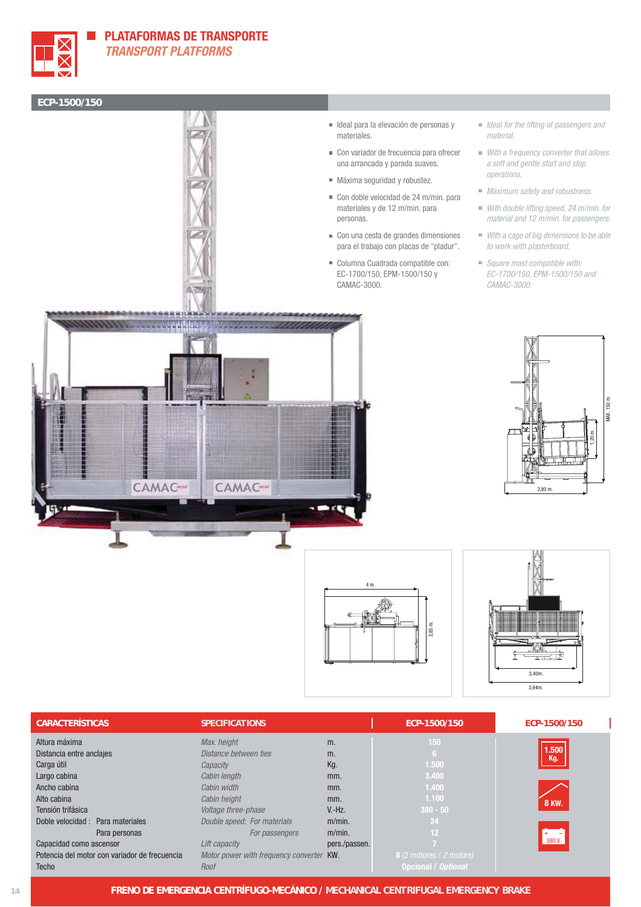# PLATAFORMAS DE TRANSPORTE
*TRANSPORT PLATFORMS*

## ECP-1500/150

- Ideal para la elevación de personas y materiales.
- Con variador de frecuencia para ofrecer una arrancada y parada suaves.
- Máxima seguridad y robustez.
- Con doble velocidad de 24 m/min. para materiales y de 12 m/min. para personas.
- Con una cesta de grandes dimensiones para el trabajo con placas de “pladur”.
- Columna Cuadrada compatible con: EC-1700/150, EPM-1500/150 y CAMAC-3000.

- *Ideal for the lifting of passengers and material.*
- *With a frequency converter that allows a soft and gentle start and stop operations.*
- *Maximum safety and robustness.*
- *With double lifting speed, 24 m/min. for material and 12 m/min. for passengers.*
- *With a cage of big dimensions to be able to work with plasterboard.*
- *Square mast compatible with: EC-1700/150, EPM-1500/150 and CAMAC-3000.*

MAX. 150 m.
1,20 m.
2,80 m.

4 m.
2,85 m.

3,40m.
3,94m.

| CARACTERÍSTICAS | SPECIFICATIONS | | ECP-1500/150 |
|---|---|---|---|
| Altura máxima | *Max. height* | m. | 150 |
| Distancia entre anclajes | *Distance between ties* | m. | 6 |
| Carga útil | *Capacity* | Kg. | 1.500 |
| Largo cabina | *Cabin length* | mm. | 3.400 |
| Ancho cabina | *Cabin width* | mm. | 1.400 |
| Alto cabina | *Cabin height* | mm. | 1.100 |
| Tensión trifásica | *Voltage three-phase* | V.-Hz. | 380 - 50 |
| Doble velocidad : Para materiales | *Double speed: For materials* | m/min. | 24 |
| Para personas | *For passengers* | m/min. | 12 |
| Capacidad como ascensor | *Lift capacity* | pers./passen. | 7 |
| Potencia del motor con variador de frecuencia | *Motor power with frequency converter* | KW. | 8 (2 motores / *2 motors*) |
| Techo | *Roof* | | Opcional / *Optional* |

ECP-1500/150

1.500 Kg.

8 KW.

380 V.

**FRENO DE EMERGENCIA CENTRÍFUGO-MECÁNICO / MECHANICAL CENTRIFUGAL EMERGENCY BRAKE**